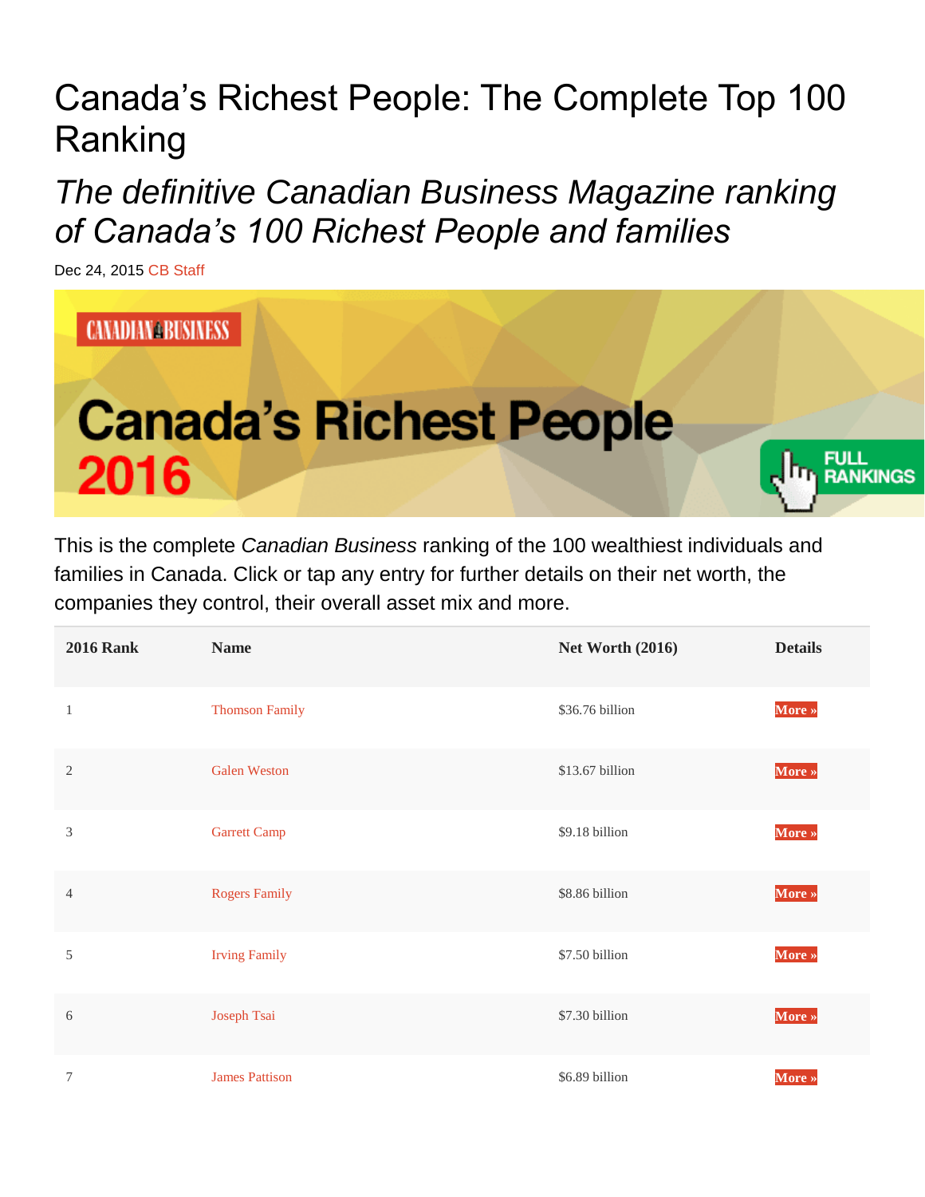# Canada's Richest People: The Complete Top 100 Ranking

## *The definitive Canadian Business Magazine ranking of Canada's 100 Richest People and families*

Dec 24, 2015 CB Staff

This is the complete *Canadian Business* ranking of the 100 wealthiest individuals and families in Canada. Click or tap any entry for further details on their net worth, the companies they control, their overall asset mix and more.

| 2016 Rank | Name | Net Worth (2016) | Details |
|---|---|---|---|
| 1 | Thomson Family | $36.76 billion | More » |
| 2 | Galen Weston | $13.67 billion | More » |
| 3 | Garrett Camp | $9.18 billion | More » |
| 4 | Rogers Family | $8.86 billion | More » |
| 5 | Irving Family | $7.50 billion | More » |
| 6 | Joseph Tsai | $7.30 billion | More » |
| 7 | James Pattison | $6.89 billion | More » |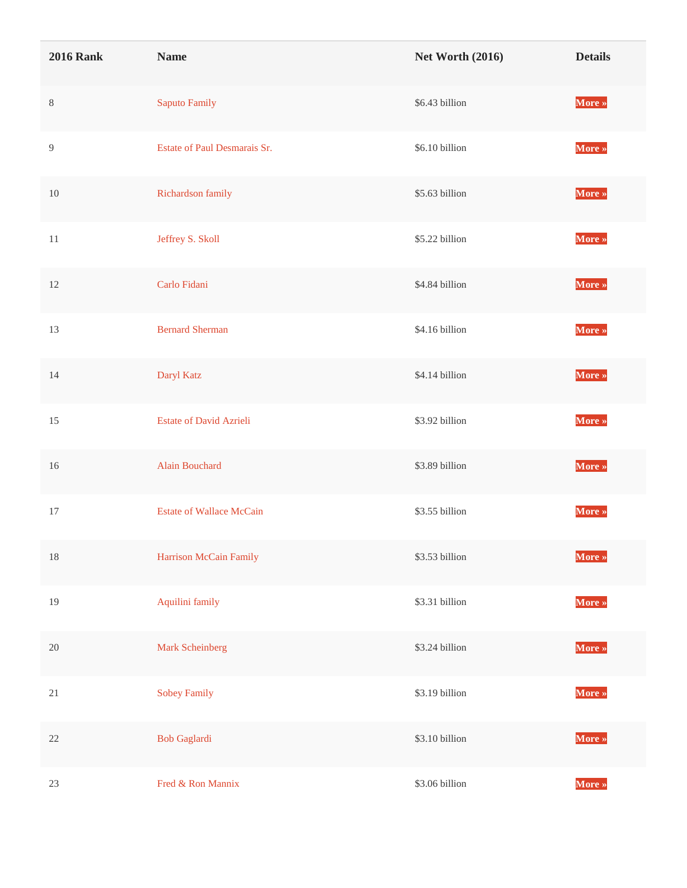| 2016 Rank | Name | Net Worth (2016) | Details |
|---|---|---|---|
| 8 | Saputo Family | $6.43 billion | More » |
| 9 | Estate of Paul Desmarais Sr. | $6.10 billion | More » |
| 10 | Richardson family | $5.63 billion | More » |
| 11 | Jeffrey S. Skoll | $5.22 billion | More » |
| 12 | Carlo Fidani | $4.84 billion | More » |
| 13 | Bernard Sherman | $4.16 billion | More » |
| 14 | Daryl Katz | $4.14 billion | More » |
| 15 | Estate of David Azrieli | $3.92 billion | More » |
| 16 | Alain Bouchard | $3.89 billion | More » |
| 17 | Estate of Wallace McCain | $3.55 billion | More » |
| 18 | Harrison McCain Family | $3.53 billion | More » |
| 19 | Aquilini family | $3.31 billion | More » |
| 20 | Mark Scheinberg | $3.24 billion | More » |
| 21 | Sobey Family | $3.19 billion | More » |
| 22 | Bob Gaglardi | $3.10 billion | More » |
| 23 | Fred & Ron Mannix | $3.06 billion | More » |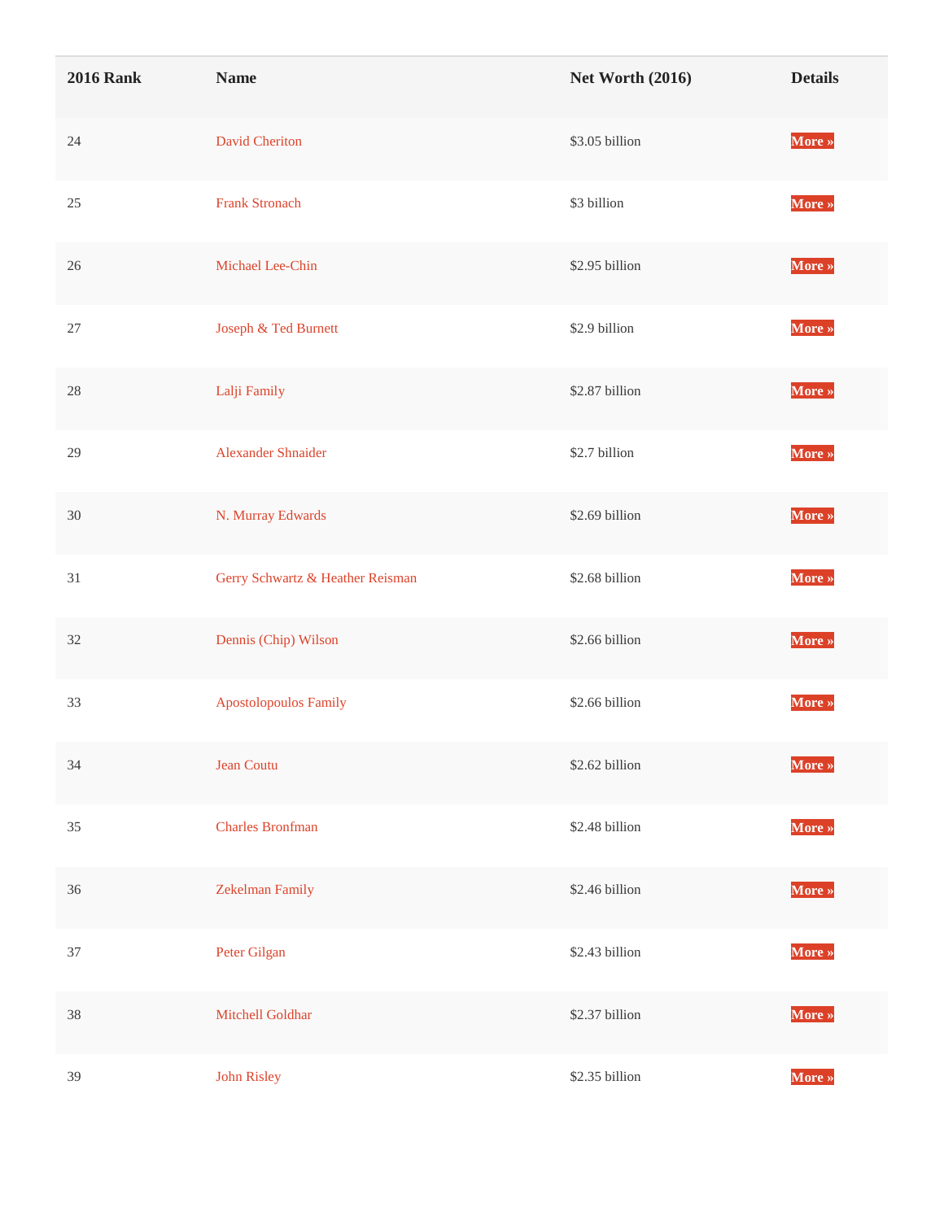| 2016 Rank | Name | Net Worth (2016) | Details |
|---|---|---|---|
| 24 | David Cheriton | $3.05 billion | More » |
| 25 | Frank Stronach | $3 billion | More » |
| 26 | Michael Lee-Chin | $2.95 billion | More » |
| 27 | Joseph & Ted Burnett | $2.9 billion | More » |
| 28 | Lalji Family | $2.87 billion | More » |
| 29 | Alexander Shnaider | $2.7 billion | More » |
| 30 | N. Murray Edwards | $2.69 billion | More » |
| 31 | Gerry Schwartz & Heather Reisman | $2.68 billion | More » |
| 32 | Dennis (Chip) Wilson | $2.66 billion | More » |
| 33 | Apostolopoulos Family | $2.66 billion | More » |
| 34 | Jean Coutu | $2.62 billion | More » |
| 35 | Charles Bronfman | $2.48 billion | More » |
| 36 | Zekelman Family | $2.46 billion | More » |
| 37 | Peter Gilgan | $2.43 billion | More » |
| 38 | Mitchell Goldhar | $2.37 billion | More » |
| 39 | John Risley | $2.35 billion | More » |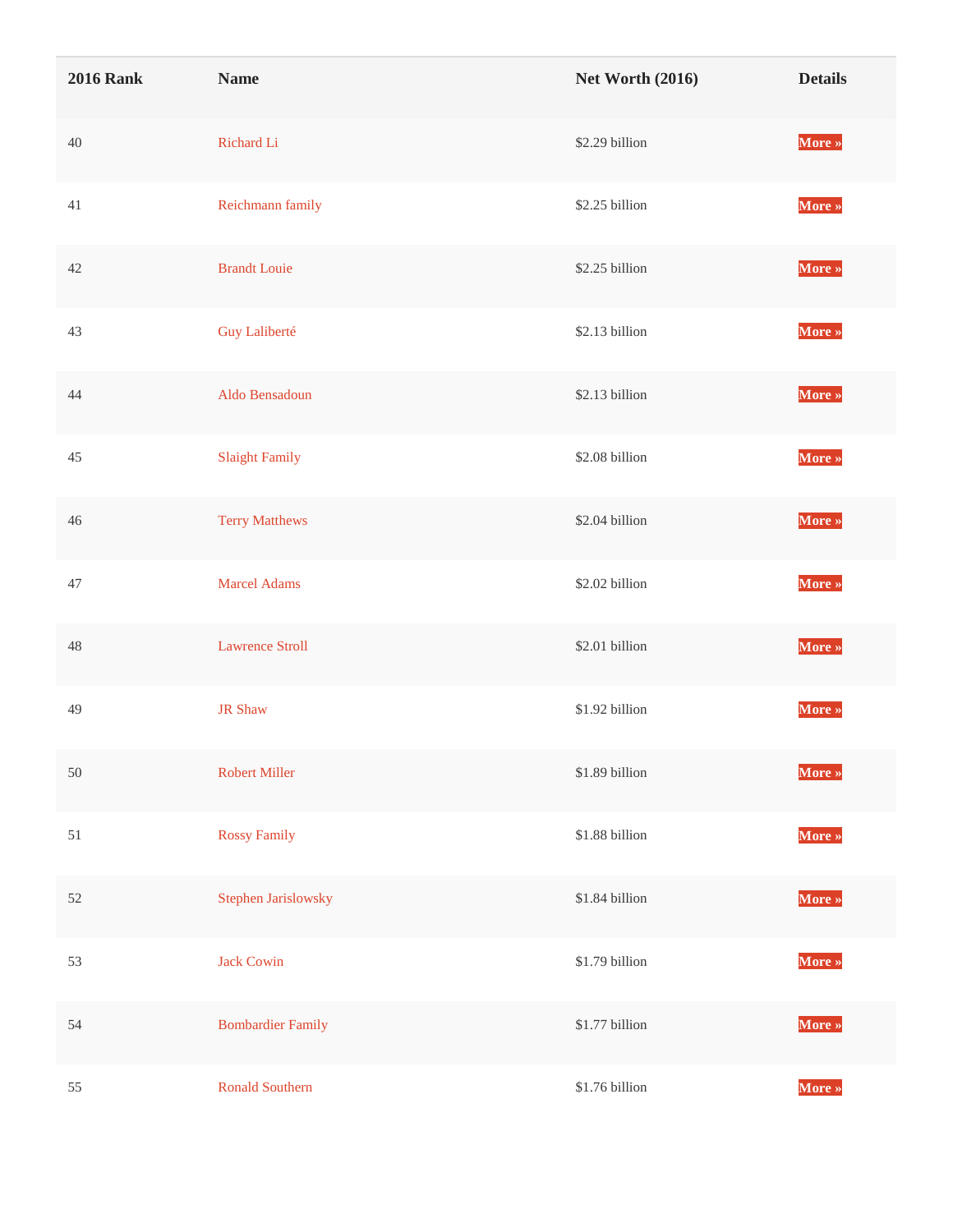| 2016 Rank | Name | Net Worth (2016) | Details |
| --- | --- | --- | --- |
| 40 | Richard Li | $2.29 billion | More » |
| 41 | Reichmann family | $2.25 billion | More » |
| 42 | Brandt Louie | $2.25 billion | More » |
| 43 | Guy Laliberté | $2.13 billion | More » |
| 44 | Aldo Bensadoun | $2.13 billion | More » |
| 45 | Slaight Family | $2.08 billion | More » |
| 46 | Terry Matthews | $2.04 billion | More » |
| 47 | Marcel Adams | $2.02 billion | More » |
| 48 | Lawrence Stroll | $2.01 billion | More » |
| 49 | JR Shaw | $1.92 billion | More » |
| 50 | Robert Miller | $1.89 billion | More » |
| 51 | Rossy Family | $1.88 billion | More » |
| 52 | Stephen Jarislowsky | $1.84 billion | More » |
| 53 | Jack Cowin | $1.79 billion | More » |
| 54 | Bombardier Family | $1.77 billion | More » |
| 55 | Ronald Southern | $1.76 billion | More » |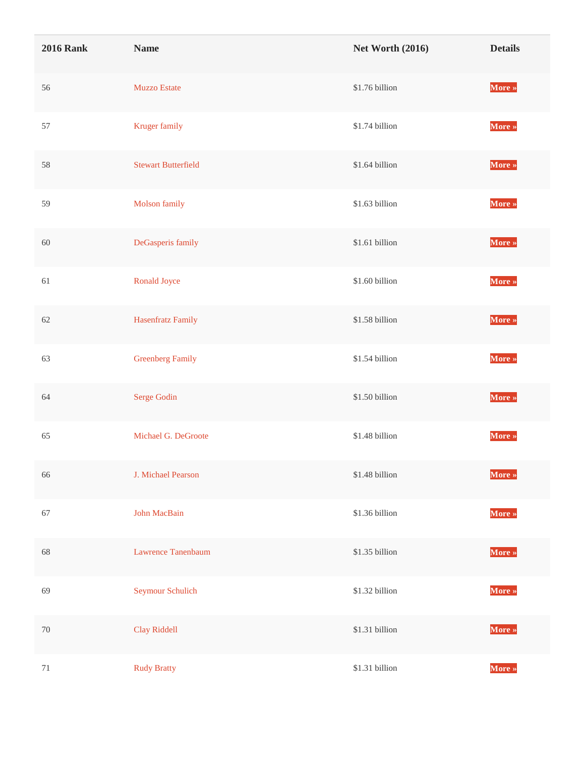| 2016 Rank | Name | Net Worth (2016) | Details |
|---|---|---|---|
| 56 | Muzzo Estate | $1.76 billion | More » |
| 57 | Kruger family | $1.74 billion | More » |
| 58 | Stewart Butterfield | $1.64 billion | More » |
| 59 | Molson family | $1.63 billion | More » |
| 60 | DeGasperis family | $1.61 billion | More » |
| 61 | Ronald Joyce | $1.60 billion | More » |
| 62 | Hasenfratz Family | $1.58 billion | More » |
| 63 | Greenberg Family | $1.54 billion | More » |
| 64 | Serge Godin | $1.50 billion | More » |
| 65 | Michael G. DeGroote | $1.48 billion | More » |
| 66 | J. Michael Pearson | $1.48 billion | More » |
| 67 | John MacBain | $1.36 billion | More » |
| 68 | Lawrence Tanenbaum | $1.35 billion | More » |
| 69 | Seymour Schulich | $1.32 billion | More » |
| 70 | Clay Riddell | $1.31 billion | More » |
| 71 | Rudy Bratty | $1.31 billion | More » |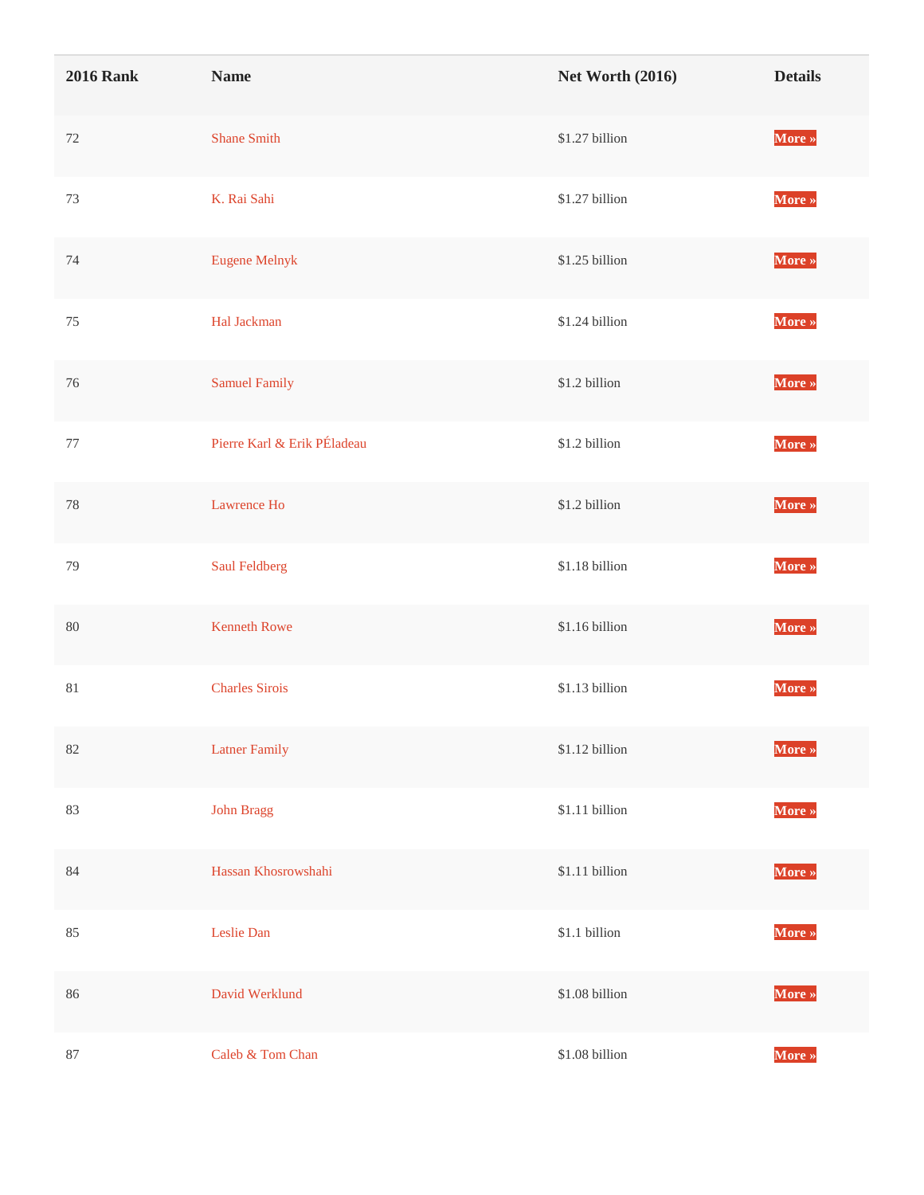| 2016 Rank | Name | Net Worth (2016) | Details |
| --- | --- | --- | --- |
| 72 | Shane Smith | $1.27 billion | More » |
| 73 | K. Rai Sahi | $1.27 billion | More » |
| 74 | Eugene Melnyk | $1.25 billion | More » |
| 75 | Hal Jackman | $1.24 billion | More » |
| 76 | Samuel Family | $1.2 billion | More » |
| 77 | Pierre Karl & Erik PÉladeau | $1.2 billion | More » |
| 78 | Lawrence Ho | $1.2 billion | More » |
| 79 | Saul Feldberg | $1.18 billion | More » |
| 80 | Kenneth Rowe | $1.16 billion | More » |
| 81 | Charles Sirois | $1.13 billion | More » |
| 82 | Latner Family | $1.12 billion | More » |
| 83 | John Bragg | $1.11 billion | More » |
| 84 | Hassan Khosrowshahi | $1.11 billion | More » |
| 85 | Leslie Dan | $1.1 billion | More » |
| 86 | David Werklund | $1.08 billion | More » |
| 87 | Caleb & Tom Chan | $1.08 billion | More » |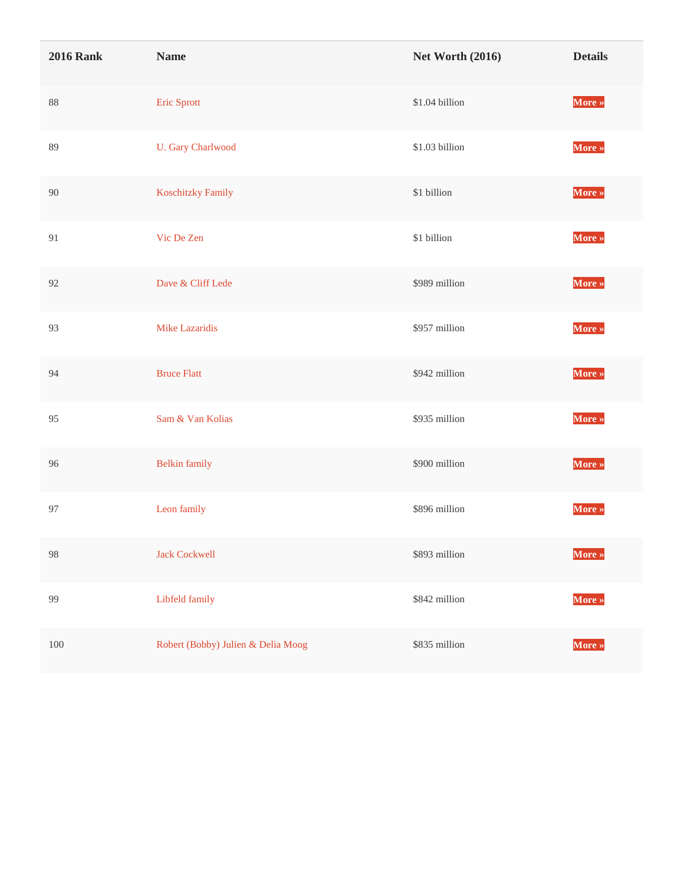| 2016 Rank | Name | Net Worth (2016) | Details |
| --- | --- | --- | --- |
| 88 | Eric Sprott | $1.04 billion | More » |
| 89 | U. Gary Charlwood | $1.03 billion | More » |
| 90 | Koschitzky Family | $1 billion | More » |
| 91 | Vic De Zen | $1 billion | More » |
| 92 | Dave & Cliff Lede | $989 million | More » |
| 93 | Mike Lazaridis | $957 million | More » |
| 94 | Bruce Flatt | $942 million | More » |
| 95 | Sam & Van Kolias | $935 million | More » |
| 96 | Belkin family | $900 million | More » |
| 97 | Leon family | $896 million | More » |
| 98 | Jack Cockwell | $893 million | More » |
| 99 | Libfeld family | $842 million | More » |
| 100 | Robert (Bobby) Julien & Delia Moog | $835 million | More » |